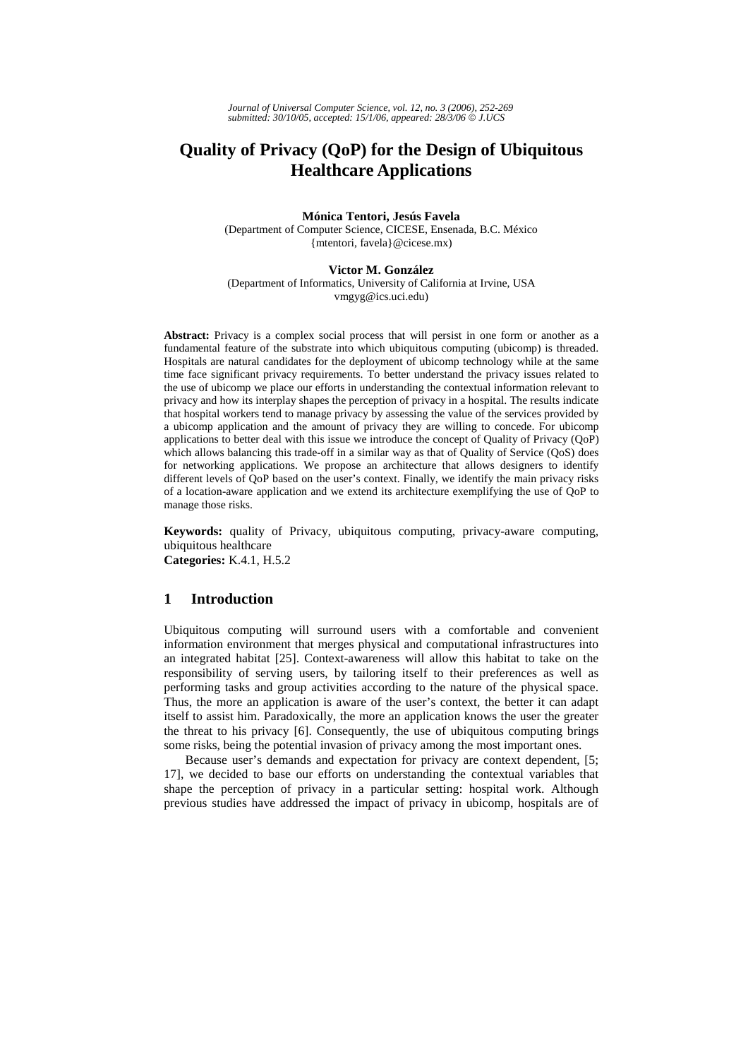# Quality of Privacy (QoP) for the Design of Ubiquitous Healthcare Applications

**Mónica Tentori, Jesús Favela**
(Department of Computer Science, CICESE, Ensenada, B.C. México
{mtentori, favela}@cicese.mx)

**Victor M. González**
(Department of Informatics, University of California at Irvine, USA
vmgyg@ics.uci.edu)

**Abstract:** Privacy is a complex social process that will persist in one form or another as a fundamental feature of the substrate into which ubiquitous computing (ubicomp) is threaded. Hospitals are natural candidates for the deployment of ubicomp technology while at the same time face significant privacy requirements. To better understand the privacy issues related to the use of ubicomp we place our efforts in understanding the contextual information relevant to privacy and how its interplay shapes the perception of privacy in a hospital. The results indicate that hospital workers tend to manage privacy by assessing the value of the services provided by a ubicomp application and the amount of privacy they are willing to concede. For ubicomp applications to better deal with this issue we introduce the concept of Quality of Privacy (QoP) which allows balancing this trade-off in a similar way as that of Quality of Service (QoS) does for networking applications. We propose an architecture that allows designers to identify different levels of QoP based on the user's context. Finally, we identify the main privacy risks of a location-aware application and we extend its architecture exemplifying the use of QoP to manage those risks.

**Keywords:** quality of Privacy, ubiquitous computing, privacy-aware computing, ubiquitous healthcare
**Categories:** K.4.1, H.5.2

## 1 Introduction

Ubiquitous computing will surround users with a comfortable and convenient information environment that merges physical and computational infrastructures into an integrated habitat [25]. Context-awareness will allow this habitat to take on the responsibility of serving users, by tailoring itself to their preferences as well as performing tasks and group activities according to the nature of the physical space. Thus, the more an application is aware of the user's context, the better it can adapt itself to assist him. Paradoxically, the more an application knows the user the greater the threat to his privacy [6]. Consequently, the use of ubiquitous computing brings some risks, being the potential invasion of privacy among the most important ones.

Because user's demands and expectation for privacy are context dependent, [5; 17], we decided to base our efforts on understanding the contextual variables that shape the perception of privacy in a particular setting: hospital work. Although previous studies have addressed the impact of privacy in ubicomp, hospitals are of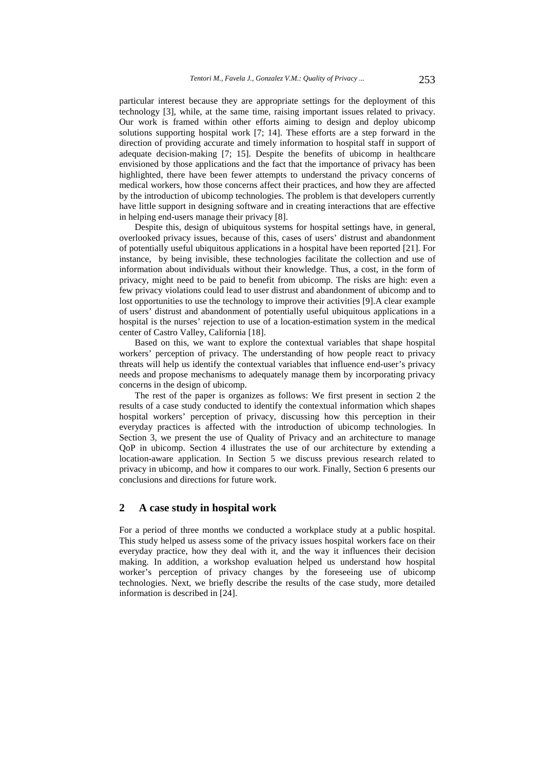particular interest because they are appropriate settings for the deployment of this technology [3], while, at the same time, raising important issues related to privacy. Our work is framed within other efforts aiming to design and deploy ubicomp solutions supporting hospital work [7; 14]. These efforts are a step forward in the direction of providing accurate and timely information to hospital staff in support of adequate decision-making [7; 15]. Despite the benefits of ubicomp in healthcare envisioned by those applications and the fact that the importance of privacy has been highlighted, there have been fewer attempts to understand the privacy concerns of medical workers, how those concerns affect their practices, and how they are affected by the introduction of ubicomp technologies. The problem is that developers currently have little support in designing software and in creating interactions that are effective in helping end-users manage their privacy [8].

Despite this, design of ubiquitous systems for hospital settings have, in general, overlooked privacy issues, because of this, cases of users' distrust and abandonment of potentially useful ubiquitous applications in a hospital have been reported [21]. For instance, by being invisible, these technologies facilitate the collection and use of information about individuals without their knowledge. Thus, a cost, in the form of privacy, might need to be paid to benefit from ubicomp. The risks are high: even a few privacy violations could lead to user distrust and abandonment of ubicomp and to lost opportunities to use the technology to improve their activities [9].A clear example of users' distrust and abandonment of potentially useful ubiquitous applications in a hospital is the nurses' rejection to use of a location-estimation system in the medical center of Castro Valley, California [18].

Based on this, we want to explore the contextual variables that shape hospital workers' perception of privacy. The understanding of how people react to privacy threats will help us identify the contextual variables that influence end-user's privacy needs and propose mechanisms to adequately manage them by incorporating privacy concerns in the design of ubicomp.

The rest of the paper is organizes as follows: We first present in section 2 the results of a case study conducted to identify the contextual information which shapes hospital workers' perception of privacy, discussing how this perception in their everyday practices is affected with the introduction of ubicomp technologies. In Section 3, we present the use of Quality of Privacy and an architecture to manage QoP in ubicomp. Section 4 illustrates the use of our architecture by extending a location-aware application. In Section 5 we discuss previous research related to privacy in ubicomp, and how it compares to our work. Finally, Section 6 presents our conclusions and directions for future work.

## 2 A case study in hospital work

For a period of three months we conducted a workplace study at a public hospital. This study helped us assess some of the privacy issues hospital workers face on their everyday practice, how they deal with it, and the way it influences their decision making. In addition, a workshop evaluation helped us understand how hospital worker's perception of privacy changes by the foreseeing use of ubicomp technologies. Next, we briefly describe the results of the case study, more detailed information is described in [24].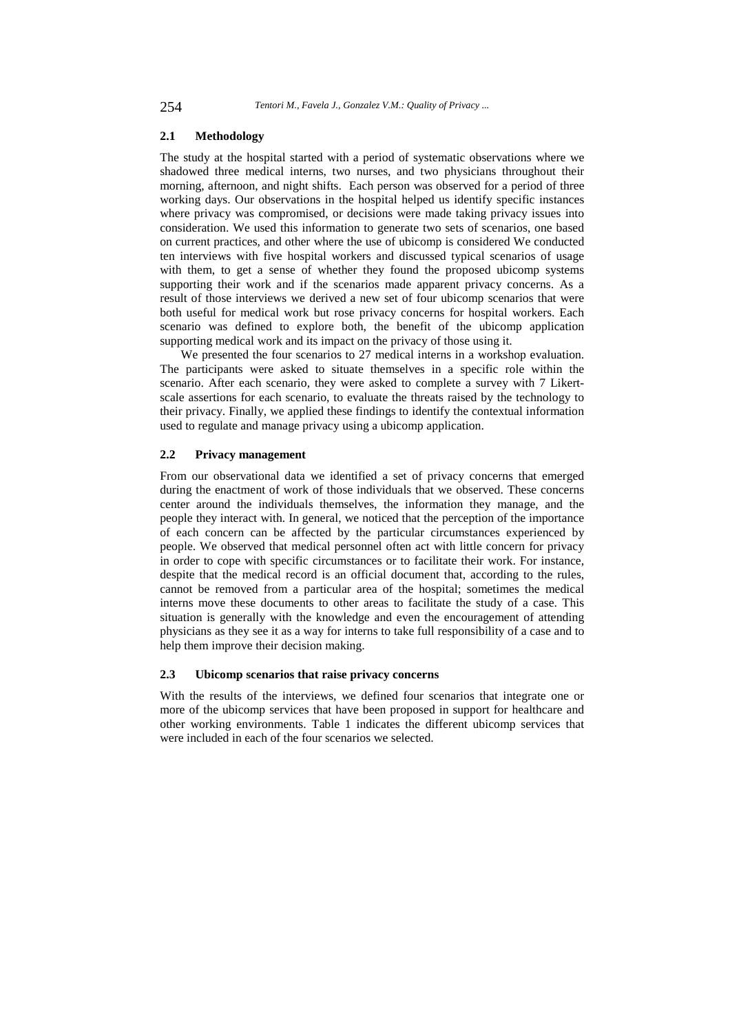### 2.1 Methodology

The study at the hospital started with a period of systematic observations where we shadowed three medical interns, two nurses, and two physicians throughout their morning, afternoon, and night shifts. Each person was observed for a period of three working days. Our observations in the hospital helped us identify specific instances where privacy was compromised, or decisions were made taking privacy issues into consideration. We used this information to generate two sets of scenarios, one based on current practices, and other where the use of ubicomp is considered We conducted ten interviews with five hospital workers and discussed typical scenarios of usage with them, to get a sense of whether they found the proposed ubicomp systems supporting their work and if the scenarios made apparent privacy concerns. As a result of those interviews we derived a new set of four ubicomp scenarios that were both useful for medical work but rose privacy concerns for hospital workers. Each scenario was defined to explore both, the benefit of the ubicomp application supporting medical work and its impact on the privacy of those using it.

We presented the four scenarios to 27 medical interns in a workshop evaluation. The participants were asked to situate themselves in a specific role within the scenario. After each scenario, they were asked to complete a survey with 7 Likert-scale assertions for each scenario, to evaluate the threats raised by the technology to their privacy. Finally, we applied these findings to identify the contextual information used to regulate and manage privacy using a ubicomp application.

### 2.2 Privacy management

From our observational data we identified a set of privacy concerns that emerged during the enactment of work of those individuals that we observed. These concerns center around the individuals themselves, the information they manage, and the people they interact with. In general, we noticed that the perception of the importance of each concern can be affected by the particular circumstances experienced by people. We observed that medical personnel often act with little concern for privacy in order to cope with specific circumstances or to facilitate their work. For instance, despite that the medical record is an official document that, according to the rules, cannot be removed from a particular area of the hospital; sometimes the medical interns move these documents to other areas to facilitate the study of a case. This situation is generally with the knowledge and even the encouragement of attending physicians as they see it as a way for interns to take full responsibility of a case and to help them improve their decision making.

### 2.3 Ubicomp scenarios that raise privacy concerns

With the results of the interviews, we defined four scenarios that integrate one or more of the ubicomp services that have been proposed in support for healthcare and other working environments. Table 1 indicates the different ubicomp services that were included in each of the four scenarios we selected.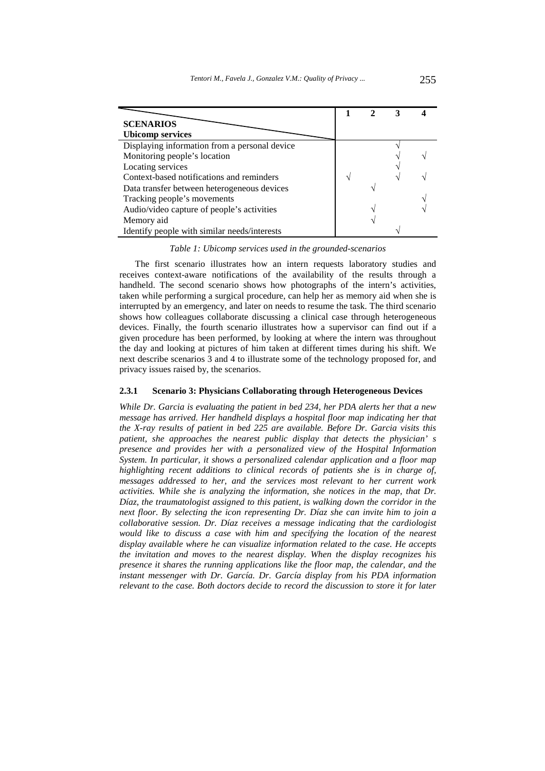| SCENARIOS / Ubicomp services | 1 | 2 | 3 | 4 |
|---|---|---|---|---|
| Displaying information from a personal device | | | √ | |
| Monitoring people's location | | | √ | √ |
| Locating services | | | √ | |
| Context-based notifications and reminders | √ | | √ | √ |
| Data transfer between heterogeneous devices | | √ | | |
| Tracking people's movements | | | | √ |
| Audio/video capture of people's activities | | √ | | √ |
| Memory aid | | √ | | |
| Identify people with similar needs/interests | | | √ | |

*Table 1: Ubicomp services used in the grounded-scenarios*

The first scenario illustrates how an intern requests laboratory studies and receives context-aware notifications of the availability of the results through a handheld. The second scenario shows how photographs of the intern's activities, taken while performing a surgical procedure, can help her as memory aid when she is interrupted by an emergency, and later on needs to resume the task. The third scenario shows how colleagues collaborate discussing a clinical case through heterogeneous devices. Finally, the fourth scenario illustrates how a supervisor can find out if a given procedure has been performed, by looking at where the intern was throughout the day and looking at pictures of him taken at different times during his shift. We next describe scenarios 3 and 4 to illustrate some of the technology proposed for, and privacy issues raised by, the scenarios.

#### 2.3.1 Scenario 3: Physicians Collaborating through Heterogeneous Devices

*While Dr. Garcia is evaluating the patient in bed 234, her PDA alerts her that a new message has arrived. Her handheld displays a hospital floor map indicating her that the X-ray results of patient in bed 225 are available. Before Dr. Garcia visits this patient, she approaches the nearest public display that detects the physician' s presence and provides her with a personalized view of the Hospital Information System. In particular, it shows a personalized calendar application and a floor map highlighting recent additions to clinical records of patients she is in charge of, messages addressed to her, and the services most relevant to her current work activities. While she is analyzing the information, she notices in the map, that Dr. Díaz, the traumatologist assigned to this patient, is walking down the corridor in the next floor. By selecting the icon representing Dr. Díaz she can invite him to join a collaborative session. Dr. Díaz receives a message indicating that the cardiologist would like to discuss a case with him and specifying the location of the nearest display available where he can visualize information related to the case. He accepts the invitation and moves to the nearest display. When the display recognizes his presence it shares the running applications like the floor map, the calendar, and the instant messenger with Dr. García. Dr. García display from his PDA information relevant to the case. Both doctors decide to record the discussion to store it for later*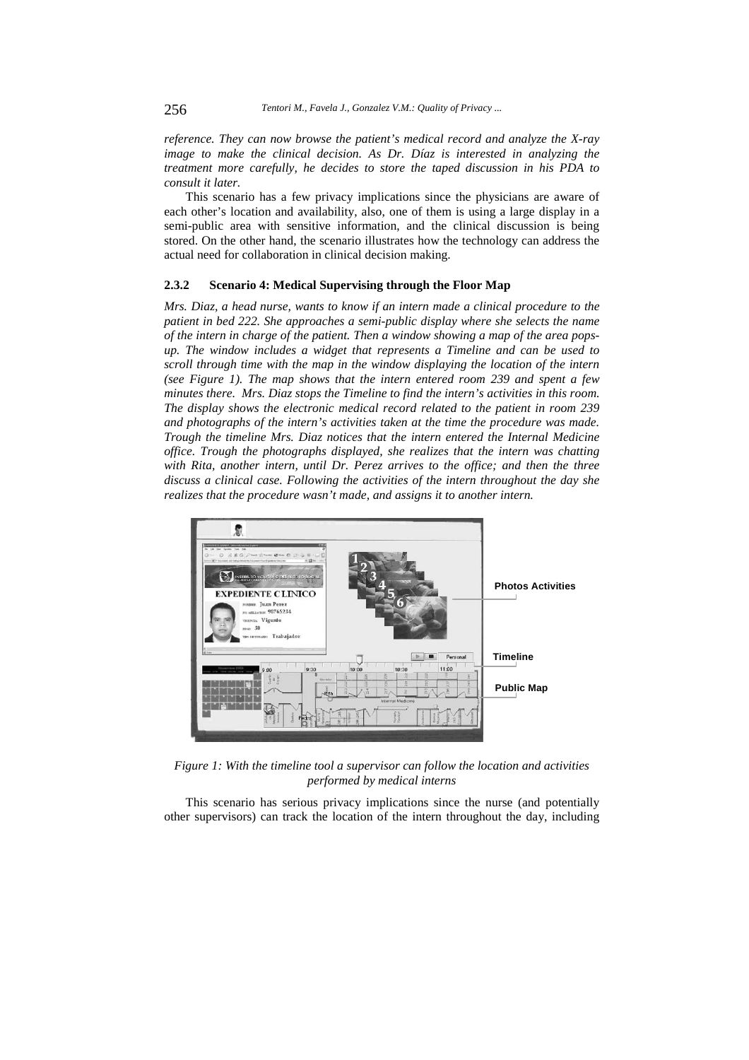*reference. They can now browse the patient's medical record and analyze the X-ray image to make the clinical decision. As Dr. Díaz is interested in analyzing the treatment more carefully, he decides to store the taped discussion in his PDA to consult it later.*

This scenario has a few privacy implications since the physicians are aware of each other's location and availability, also, one of them is using a large display in a semi-public area with sensitive information, and the clinical discussion is being stored. On the other hand, the scenario illustrates how the technology can address the actual need for collaboration in clinical decision making.

### 2.3.2 Scenario 4: Medical Supervising through the Floor Map

*Mrs. Diaz, a head nurse, wants to know if an intern made a clinical procedure to the patient in bed 222. She approaches a semi-public display where she selects the name of the intern in charge of the patient. Then a window showing a map of the area pops-up. The window includes a widget that represents a Timeline and can be used to scroll through time with the map in the window displaying the location of the intern (see Figure 1). The map shows that the intern entered room 239 and spent a few minutes there. Mrs. Diaz stops the Timeline to find the intern's activities in this room. The display shows the electronic medical record related to the patient in room 239 and photographs of the intern's activities taken at the time the procedure was made. Trough the timeline Mrs. Diaz notices that the intern entered the Internal Medicine office. Trough the photographs displayed, she realizes that the intern was chatting with Rita, another intern, until Dr. Perez arrives to the office; and then the three discuss a clinical case. Following the activities of the intern throughout the day she realizes that the procedure wasn't made, and assigns it to another intern.*

*Figure 1: With the timeline tool a supervisor can follow the location and activities performed by medical interns*

This scenario has serious privacy implications since the nurse (and potentially other supervisors) can track the location of the intern throughout the day, including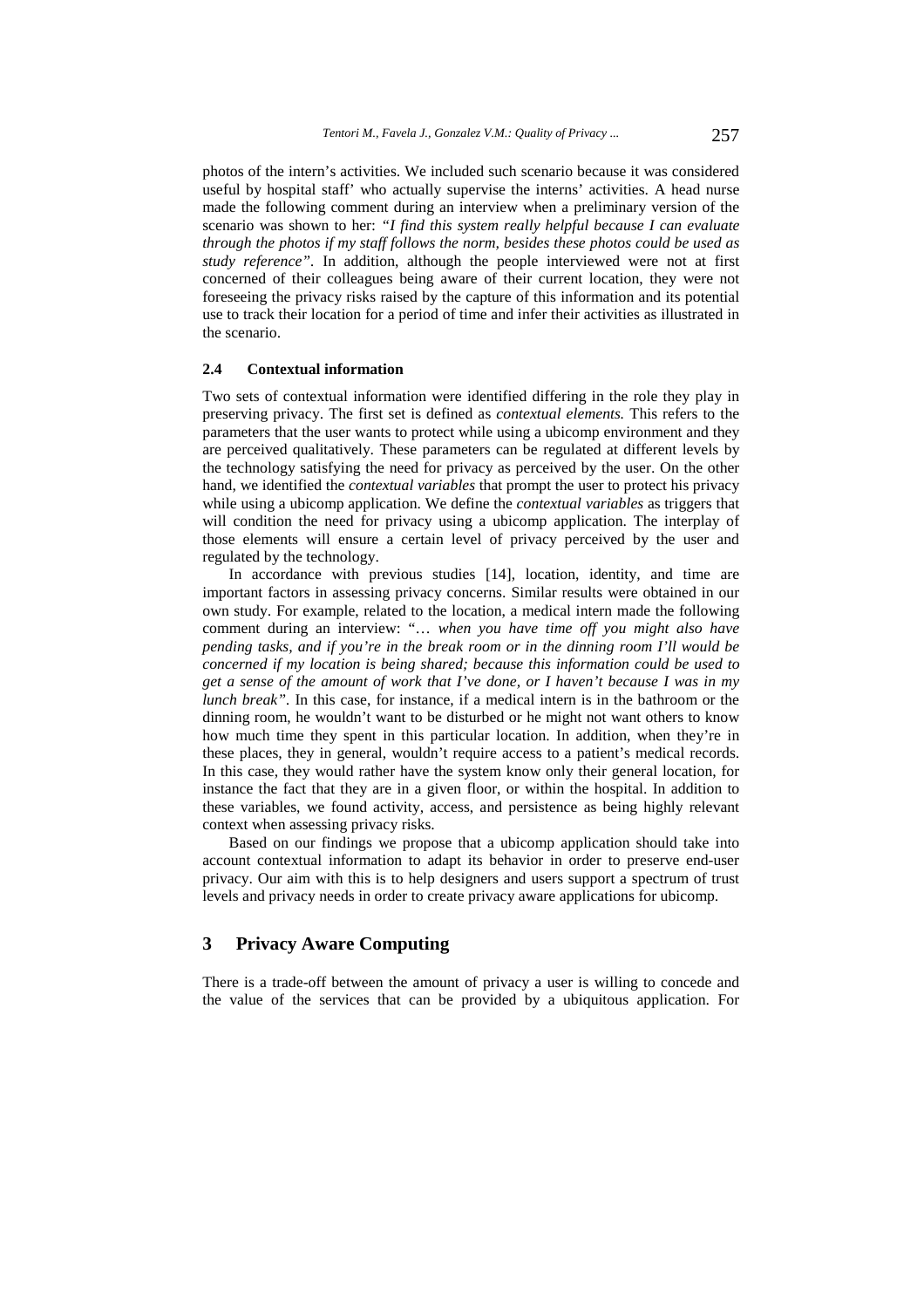photos of the intern's activities. We included such scenario because it was considered useful by hospital staff' who actually supervise the interns' activities. A head nurse made the following comment during an interview when a preliminary version of the scenario was shown to her: *"I find this system really helpful because I can evaluate through the photos if my staff follows the norm, besides these photos could be used as study reference"*. In addition, although the people interviewed were not at first concerned of their colleagues being aware of their current location, they were not foreseeing the privacy risks raised by the capture of this information and its potential use to track their location for a period of time and infer their activities as illustrated in the scenario.

### 2.4 Contextual information

Two sets of contextual information were identified differing in the role they play in preserving privacy. The first set is defined as *contextual elements.* This refers to the parameters that the user wants to protect while using a ubicomp environment and they are perceived qualitatively. These parameters can be regulated at different levels by the technology satisfying the need for privacy as perceived by the user. On the other hand, we identified the *contextual variables* that prompt the user to protect his privacy while using a ubicomp application. We define the *contextual variables* as triggers that will condition the need for privacy using a ubicomp application. The interplay of those elements will ensure a certain level of privacy perceived by the user and regulated by the technology.

In accordance with previous studies [14], location, identity, and time are important factors in assessing privacy concerns. Similar results were obtained in our own study. For example, related to the location, a medical intern made the following comment during an interview: "*… when you have time off you might also have pending tasks, and if you're in the break room or in the dinning room I'll would be concerned if my location is being shared; because this information could be used to get a sense of the amount of work that I've done, or I haven't because I was in my lunch break"*. In this case, for instance, if a medical intern is in the bathroom or the dinning room, he wouldn't want to be disturbed or he might not want others to know how much time they spent in this particular location. In addition, when they're in these places, they in general, wouldn't require access to a patient's medical records. In this case, they would rather have the system know only their general location, for instance the fact that they are in a given floor, or within the hospital. In addition to these variables, we found activity, access, and persistence as being highly relevant context when assessing privacy risks.

Based on our findings we propose that a ubicomp application should take into account contextual information to adapt its behavior in order to preserve end-user privacy. Our aim with this is to help designers and users support a spectrum of trust levels and privacy needs in order to create privacy aware applications for ubicomp.

## 3 Privacy Aware Computing

There is a trade-off between the amount of privacy a user is willing to concede and the value of the services that can be provided by a ubiquitous application. For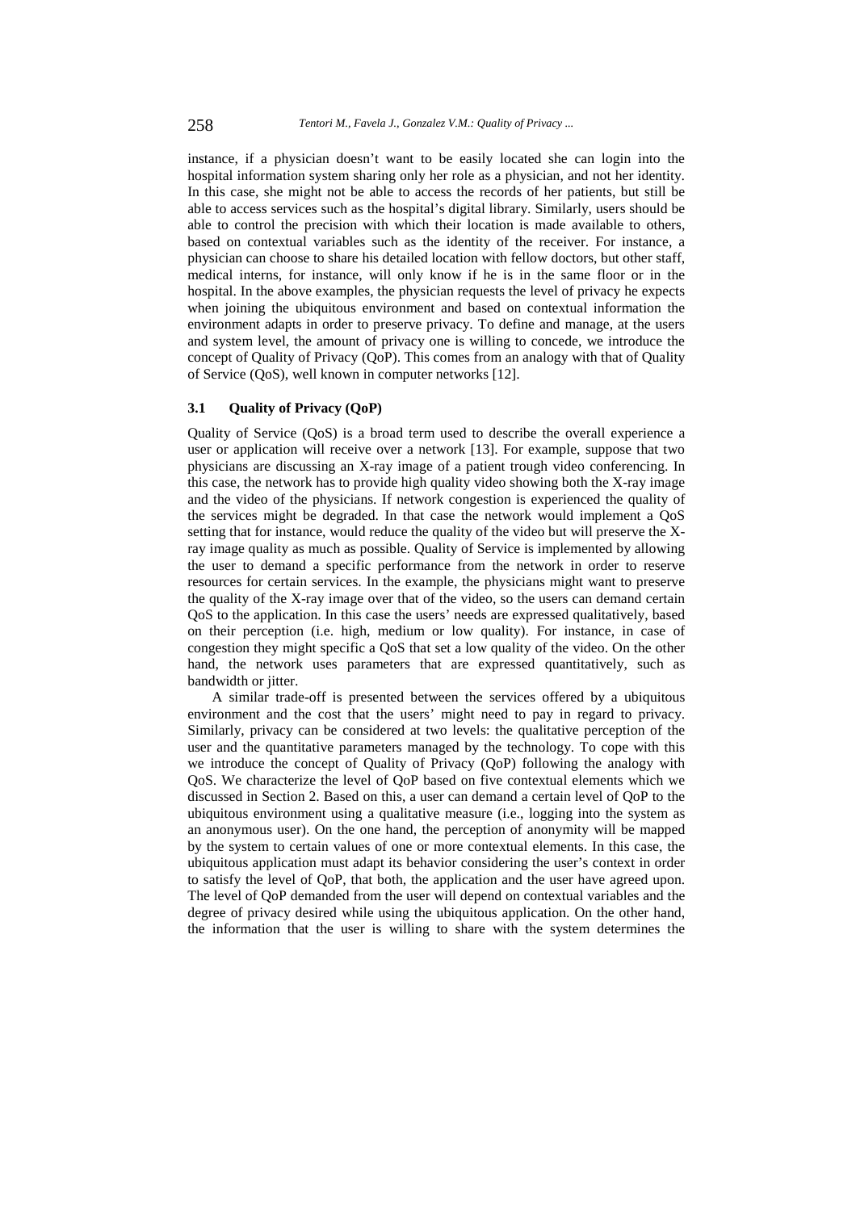instance, if a physician doesn't want to be easily located she can login into the hospital information system sharing only her role as a physician, and not her identity. In this case, she might not be able to access the records of her patients, but still be able to access services such as the hospital's digital library. Similarly, users should be able to control the precision with which their location is made available to others, based on contextual variables such as the identity of the receiver. For instance, a physician can choose to share his detailed location with fellow doctors, but other staff, medical interns, for instance, will only know if he is in the same floor or in the hospital. In the above examples, the physician requests the level of privacy he expects when joining the ubiquitous environment and based on contextual information the environment adapts in order to preserve privacy. To define and manage, at the users and system level, the amount of privacy one is willing to concede, we introduce the concept of Quality of Privacy (QoP). This comes from an analogy with that of Quality of Service (QoS), well known in computer networks [12].

### 3.1 Quality of Privacy (QoP)

Quality of Service (QoS) is a broad term used to describe the overall experience a user or application will receive over a network [13]. For example, suppose that two physicians are discussing an X-ray image of a patient trough video conferencing. In this case, the network has to provide high quality video showing both the X-ray image and the video of the physicians. If network congestion is experienced the quality of the services might be degraded. In that case the network would implement a QoS setting that for instance, would reduce the quality of the video but will preserve the X-ray image quality as much as possible. Quality of Service is implemented by allowing the user to demand a specific performance from the network in order to reserve resources for certain services. In the example, the physicians might want to preserve the quality of the X-ray image over that of the video, so the users can demand certain QoS to the application. In this case the users' needs are expressed qualitatively, based on their perception (i.e. high, medium or low quality). For instance, in case of congestion they might specific a QoS that set a low quality of the video. On the other hand, the network uses parameters that are expressed quantitatively, such as bandwidth or jitter.

A similar trade-off is presented between the services offered by a ubiquitous environment and the cost that the users' might need to pay in regard to privacy. Similarly, privacy can be considered at two levels: the qualitative perception of the user and the quantitative parameters managed by the technology. To cope with this we introduce the concept of Quality of Privacy (QoP) following the analogy with QoS. We characterize the level of QoP based on five contextual elements which we discussed in Section 2. Based on this, a user can demand a certain level of QoP to the ubiquitous environment using a qualitative measure (i.e., logging into the system as an anonymous user). On the one hand, the perception of anonymity will be mapped by the system to certain values of one or more contextual elements. In this case, the ubiquitous application must adapt its behavior considering the user's context in order to satisfy the level of QoP, that both, the application and the user have agreed upon. The level of QoP demanded from the user will depend on contextual variables and the degree of privacy desired while using the ubiquitous application. On the other hand, the information that the user is willing to share with the system determines the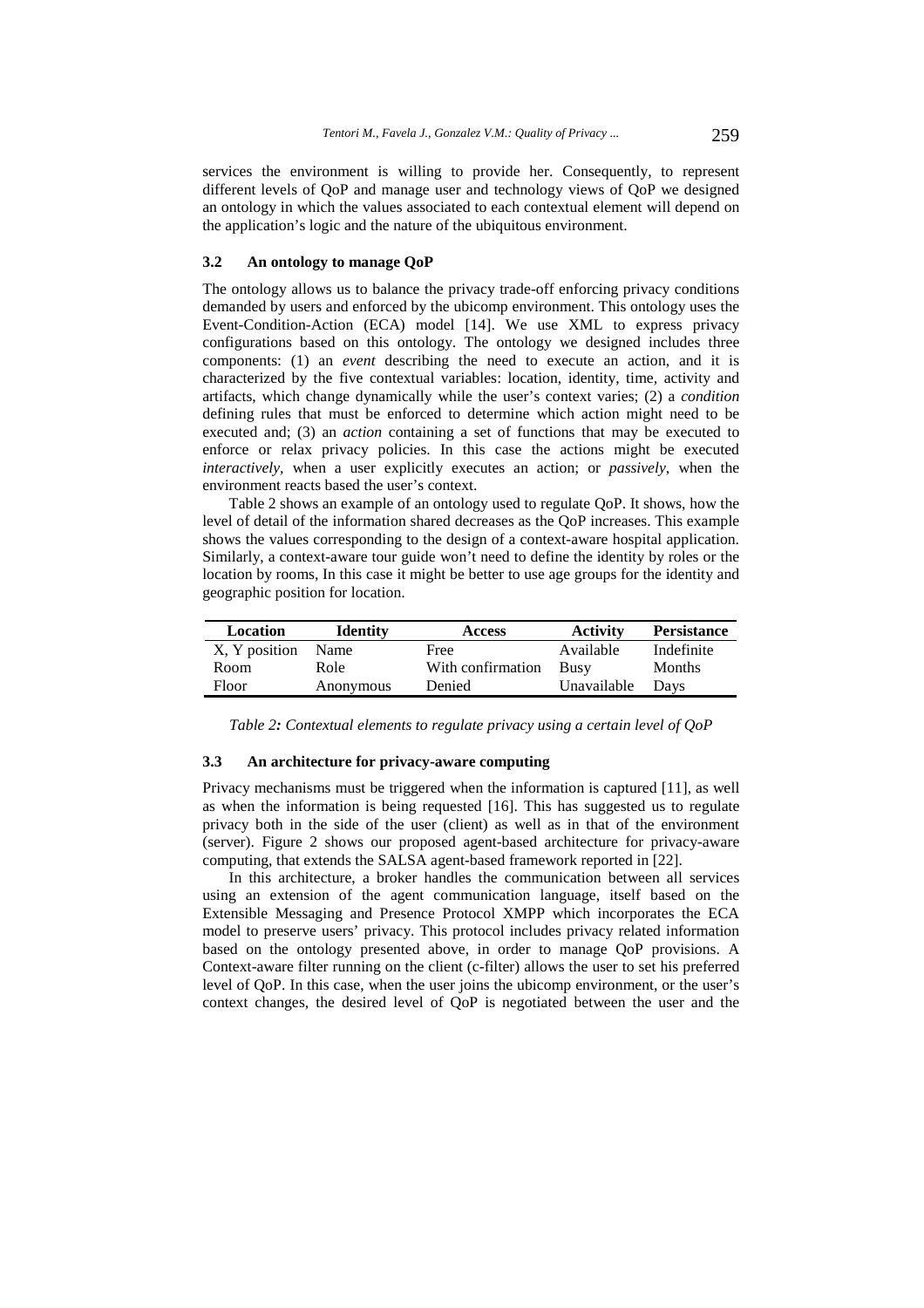services the environment is willing to provide her. Consequently, to represent different levels of QoP and manage user and technology views of QoP we designed an ontology in which the values associated to each contextual element will depend on the application's logic and the nature of the ubiquitous environment.

### 3.2 An ontology to manage QoP

The ontology allows us to balance the privacy trade-off enforcing privacy conditions demanded by users and enforced by the ubicomp environment. This ontology uses the Event-Condition-Action (ECA) model [14]. We use XML to express privacy configurations based on this ontology. The ontology we designed includes three components: (1) an *event* describing the need to execute an action, and it is characterized by the five contextual variables: location, identity, time, activity and artifacts, which change dynamically while the user's context varies; (2) a *condition* defining rules that must be enforced to determine which action might need to be executed and; (3) an *action* containing a set of functions that may be executed to enforce or relax privacy policies. In this case the actions might be executed *interactively*, when a user explicitly executes an action; or *passively*, when the environment reacts based the user's context.

Table 2 shows an example of an ontology used to regulate QoP. It shows, how the level of detail of the information shared decreases as the QoP increases. This example shows the values corresponding to the design of a context-aware hospital application. Similarly, a context-aware tour guide won't need to define the identity by roles or the location by rooms, In this case it might be better to use age groups for the identity and geographic position for location.

| Location | Identity | Access | Activity | Persistance |
|---|---|---|---|---|
| X, Y position | Name | Free | Available | Indefinite |
| Room | Role | With confirmation | Busy | Months |
| Floor | Anonymous | Denied | Unavailable | Days |

*Table 2: Contextual elements to regulate privacy using a certain level of QoP*

### 3.3 An architecture for privacy-aware computing

Privacy mechanisms must be triggered when the information is captured [11], as well as when the information is being requested [16]. This has suggested us to regulate privacy both in the side of the user (client) as well as in that of the environment (server). Figure 2 shows our proposed agent-based architecture for privacy-aware computing, that extends the SALSA agent-based framework reported in [22].

In this architecture, a broker handles the communication between all services using an extension of the agent communication language, itself based on the Extensible Messaging and Presence Protocol XMPP which incorporates the ECA model to preserve users' privacy. This protocol includes privacy related information based on the ontology presented above, in order to manage QoP provisions. A Context-aware filter running on the client (c-filter) allows the user to set his preferred level of QoP. In this case, when the user joins the ubicomp environment, or the user's context changes, the desired level of QoP is negotiated between the user and the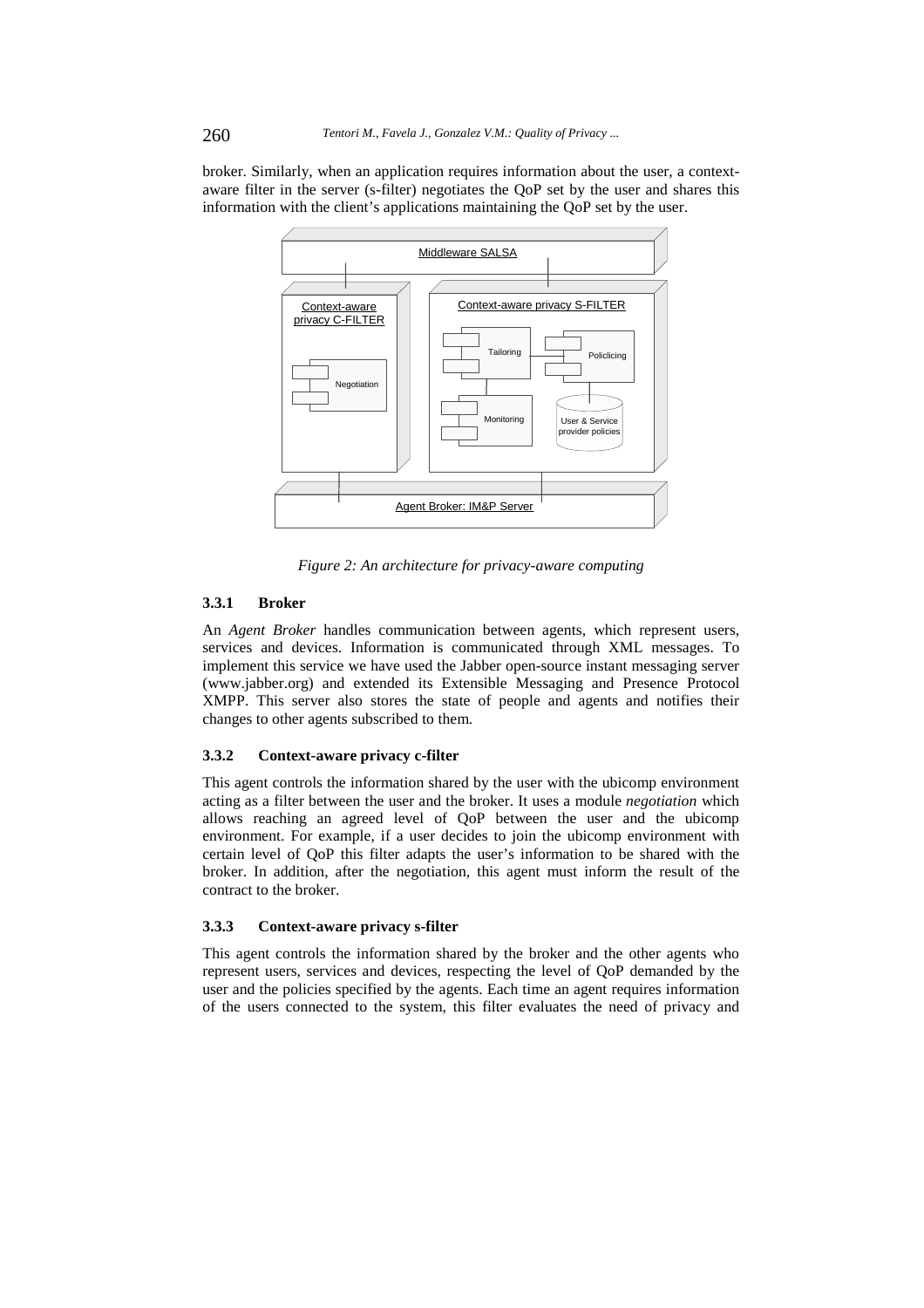broker. Similarly, when an application requires information about the user, a context-aware filter in the server (s-filter) negotiates the QoP set by the user and shares this information with the client's applications maintaining the QoP set by the user.

*Figure 2: An architecture for privacy-aware computing*

#### 3.3.1 Broker

An *Agent Broker* handles communication between agents, which represent users, services and devices. Information is communicated through XML messages. To implement this service we have used the Jabber open-source instant messaging server (www.jabber.org) and extended its Extensible Messaging and Presence Protocol XMPP. This server also stores the state of people and agents and notifies their changes to other agents subscribed to them.

#### 3.3.2 Context-aware privacy c-filter

This agent controls the information shared by the user with the ubicomp environment acting as a filter between the user and the broker. It uses a module *negotiation* which allows reaching an agreed level of QoP between the user and the ubicomp environment. For example, if a user decides to join the ubicomp environment with certain level of QoP this filter adapts the user's information to be shared with the broker. In addition, after the negotiation, this agent must inform the result of the contract to the broker.

#### 3.3.3 Context-aware privacy s-filter

This agent controls the information shared by the broker and the other agents who represent users, services and devices, respecting the level of QoP demanded by the user and the policies specified by the agents. Each time an agent requires information of the users connected to the system, this filter evaluates the need of privacy and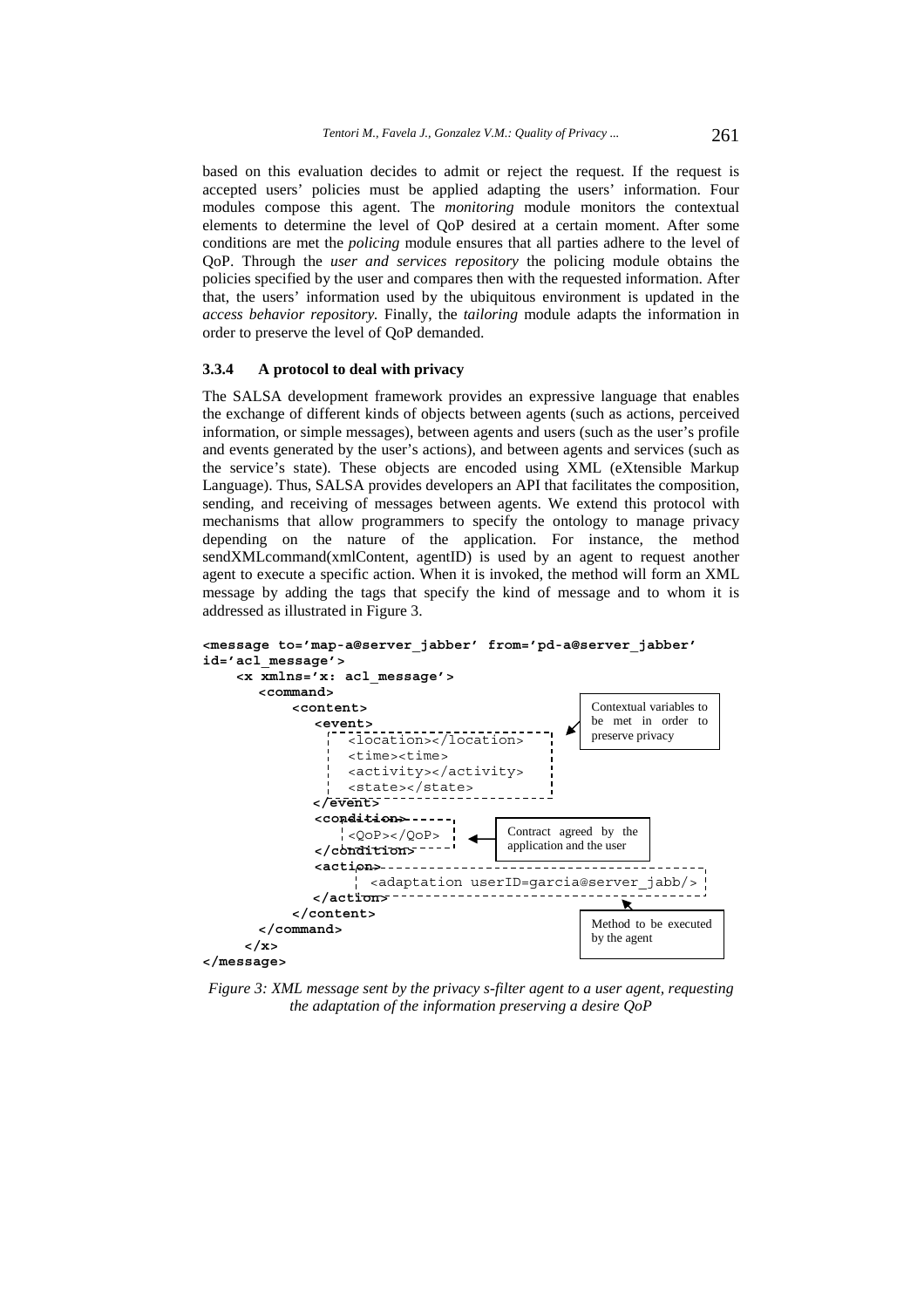based on this evaluation decides to admit or reject the request. If the request is accepted users' policies must be applied adapting the users' information. Four modules compose this agent. The *monitoring* module monitors the contextual elements to determine the level of QoP desired at a certain moment. After some conditions are met the *policing* module ensures that all parties adhere to the level of QoP. Through the *user and services repository* the policing module obtains the policies specified by the user and compares then with the requested information. After that, the users' information used by the ubiquitous environment is updated in the *access behavior repository.* Finally, the *tailoring* module adapts the information in order to preserve the level of QoP demanded.

### 3.3.4 A protocol to deal with privacy

The SALSA development framework provides an expressive language that enables the exchange of different kinds of objects between agents (such as actions, perceived information, or simple messages), between agents and users (such as the user's profile and events generated by the user's actions), and between agents and services (such as the service's state). These objects are encoded using XML (eXtensible Markup Language). Thus, SALSA provides developers an API that facilitates the composition, sending, and receiving of messages between agents. We extend this protocol with mechanisms that allow programmers to specify the ontology to manage privacy depending on the nature of the application. For instance, the method sendXMLcommand(xmlContent, agentID) is used by an agent to request another agent to execute a specific action. When it is invoked, the method will form an XML message by adding the tags that specify the kind of message and to whom it is addressed as illustrated in Figure 3.

```
<message to='map-a@server_jabber' from='pd-a@server_jabber'
id='acl_message'>
    <x xmlns='x: acl_message'>
      <command>
          <content>
             <event>
                <location></location>
                <time><time>
                <activity></activity>
                <state></state>
             </event>
             <condition>
                <QoP></QoP>
             </condition>
             <action>
                  <adaptation userID=garcia@server_jabb/>
             </action>
          </content>
      </command>
    </x>
</message>
```

Annotations: "Contextual variables to be met in order to preserve privacy" (event elements); "Contract agreed by the application and the user" (QoP); "Method to be executed by the agent" (adaptation).

*Figure 3: XML message sent by the privacy s-filter agent to a user agent, requesting the adaptation of the information preserving a desire QoP*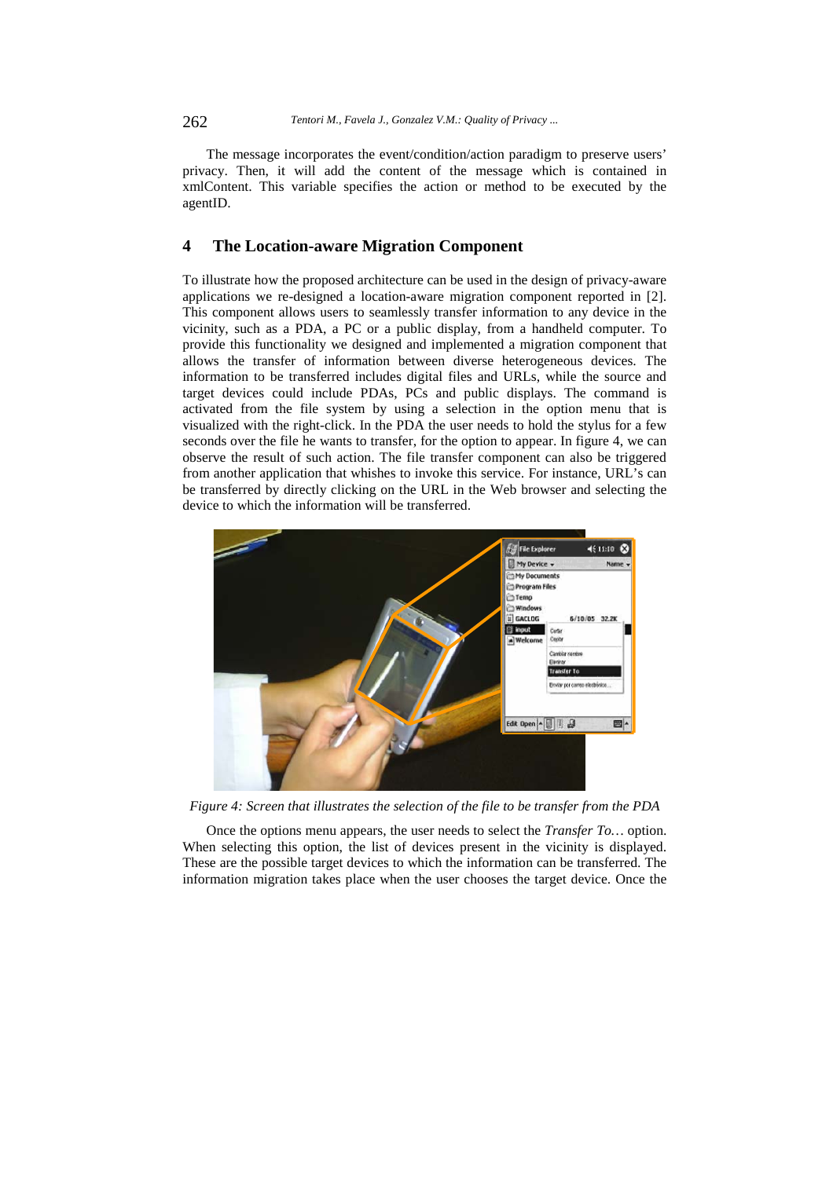The message incorporates the event/condition/action paradigm to preserve users' privacy. Then, it will add the content of the message which is contained in xmlContent. This variable specifies the action or method to be executed by the agentID.

## 4 The Location-aware Migration Component

To illustrate how the proposed architecture can be used in the design of privacy-aware applications we re-designed a location-aware migration component reported in [2]. This component allows users to seamlessly transfer information to any device in the vicinity, such as a PDA, a PC or a public display, from a handheld computer. To provide this functionality we designed and implemented a migration component that allows the transfer of information between diverse heterogeneous devices. The information to be transferred includes digital files and URLs, while the source and target devices could include PDAs, PCs and public displays. The command is activated from the file system by using a selection in the option menu that is visualized with the right-click. In the PDA the user needs to hold the stylus for a few seconds over the file he wants to transfer, for the option to appear. In figure 4, we can observe the result of such action. The file transfer component can also be triggered from another application that whishes to invoke this service. For instance, URL's can be transferred by directly clicking on the URL in the Web browser and selecting the device to which the information will be transferred.

*Figure 4: Screen that illustrates the selection of the file to be transfer from the PDA*

Once the options menu appears, the user needs to select the *Transfer To…* option. When selecting this option, the list of devices present in the vicinity is displayed. These are the possible target devices to which the information can be transferred. The information migration takes place when the user chooses the target device. Once the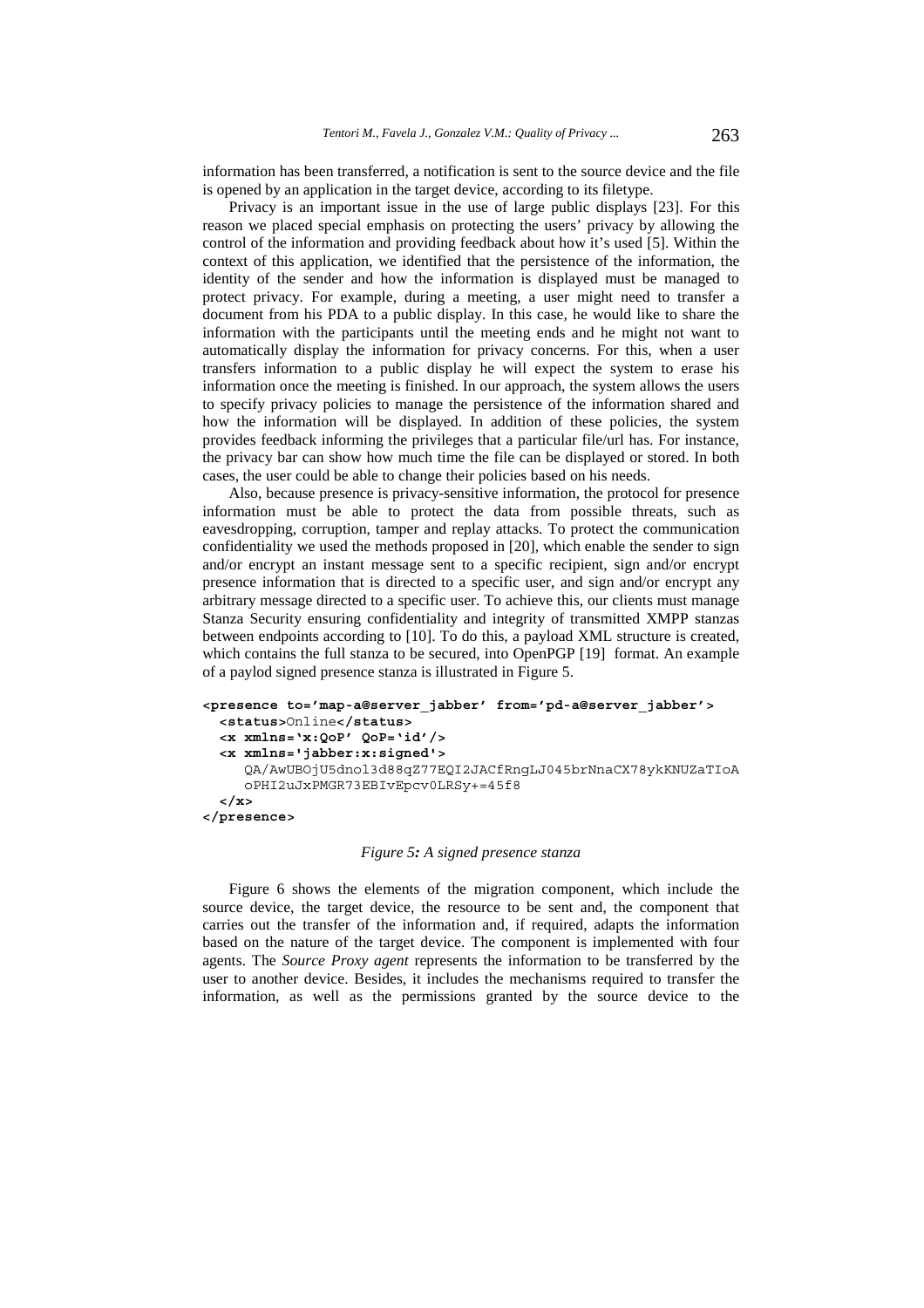information has been transferred, a notification is sent to the source device and the file is opened by an application in the target device, according to its filetype.

Privacy is an important issue in the use of large public displays [23]. For this reason we placed special emphasis on protecting the users' privacy by allowing the control of the information and providing feedback about how it's used [5]. Within the context of this application, we identified that the persistence of the information, the identity of the sender and how the information is displayed must be managed to protect privacy. For example, during a meeting, a user might need to transfer a document from his PDA to a public display. In this case, he would like to share the information with the participants until the meeting ends and he might not want to automatically display the information for privacy concerns. For this, when a user transfers information to a public display he will expect the system to erase his information once the meeting is finished. In our approach, the system allows the users to specify privacy policies to manage the persistence of the information shared and how the information will be displayed. In addition of these policies, the system provides feedback informing the privileges that a particular file/url has. For instance, the privacy bar can show how much time the file can be displayed or stored. In both cases, the user could be able to change their policies based on his needs.

Also, because presence is privacy-sensitive information, the protocol for presence information must be able to protect the data from possible threats, such as eavesdropping, corruption, tamper and replay attacks. To protect the communication confidentiality we used the methods proposed in [20], which enable the sender to sign and/or encrypt an instant message sent to a specific recipient, sign and/or encrypt presence information that is directed to a specific user, and sign and/or encrypt any arbitrary message directed to a specific user. To achieve this, our clients must manage Stanza Security ensuring confidentiality and integrity of transmitted XMPP stanzas between endpoints according to [10]. To do this, a payload XML structure is created, which contains the full stanza to be secured, into OpenPGP [19] format. An example of a paylod signed presence stanza is illustrated in Figure 5.

```
<presence to='map-a@server_jabber' from='pd-a@server_jabber'>
  <status>Online</status>
  <x xmlns='x:QoP' QoP='id'/>
  <x xmlns='jabber:x:signed'>
     QA/AwUBOjU5dnol3d88qZ77EQI2JACfRngLJ045brNnaCX78ykKNUZaTIoA
     oPHI2uJxPMGR73EBIvEpcv0LRSy+=45f8
  </x>
</presence>
```

*Figure 5: A signed presence stanza*

Figure 6 shows the elements of the migration component, which include the source device, the target device, the resource to be sent and, the component that carries out the transfer of the information and, if required, adapts the information based on the nature of the target device. The component is implemented with four agents. The *Source Proxy agent* represents the information to be transferred by the user to another device. Besides, it includes the mechanisms required to transfer the information, as well as the permissions granted by the source device to the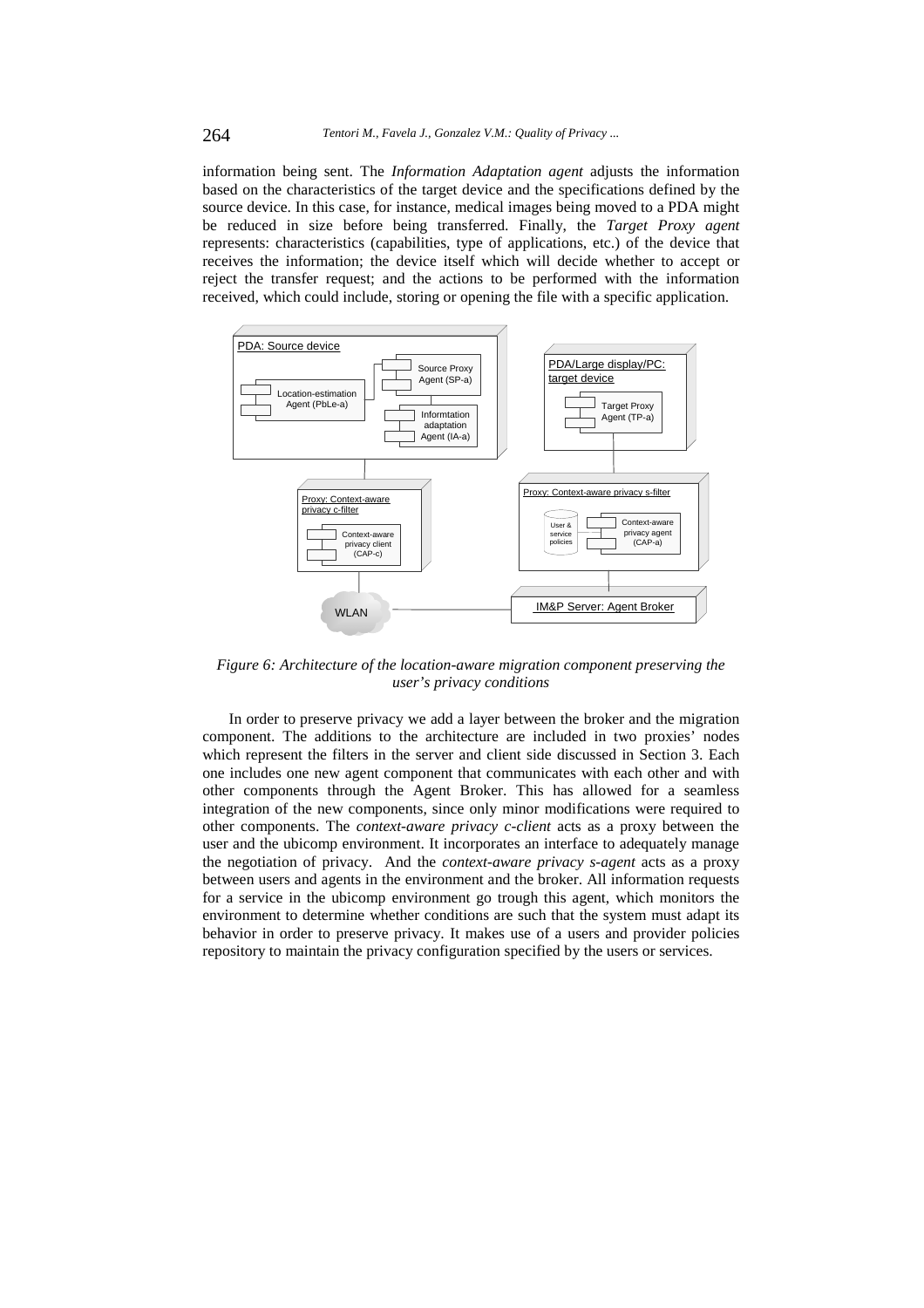information being sent. The *Information Adaptation agent* adjusts the information based on the characteristics of the target device and the specifications defined by the source device. In this case, for instance, medical images being moved to a PDA might be reduced in size before being transferred. Finally, the *Target Proxy agent* represents: characteristics (capabilities, type of applications, etc.) of the device that receives the information; the device itself which will decide whether to accept or reject the transfer request; and the actions to be performed with the information received, which could include, storing or opening the file with a specific application.

*Figure 6: Architecture of the location-aware migration component preserving the user's privacy conditions*

In order to preserve privacy we add a layer between the broker and the migration component. The additions to the architecture are included in two proxies' nodes which represent the filters in the server and client side discussed in Section 3. Each one includes one new agent component that communicates with each other and with other components through the Agent Broker. This has allowed for a seamless integration of the new components, since only minor modifications were required to other components. The *context-aware privacy c-client* acts as a proxy between the user and the ubicomp environment. It incorporates an interface to adequately manage the negotiation of privacy. And the *context-aware privacy s-agent* acts as a proxy between users and agents in the environment and the broker. All information requests for a service in the ubicomp environment go trough this agent, which monitors the environment to determine whether conditions are such that the system must adapt its behavior in order to preserve privacy. It makes use of a users and provider policies repository to maintain the privacy configuration specified by the users or services.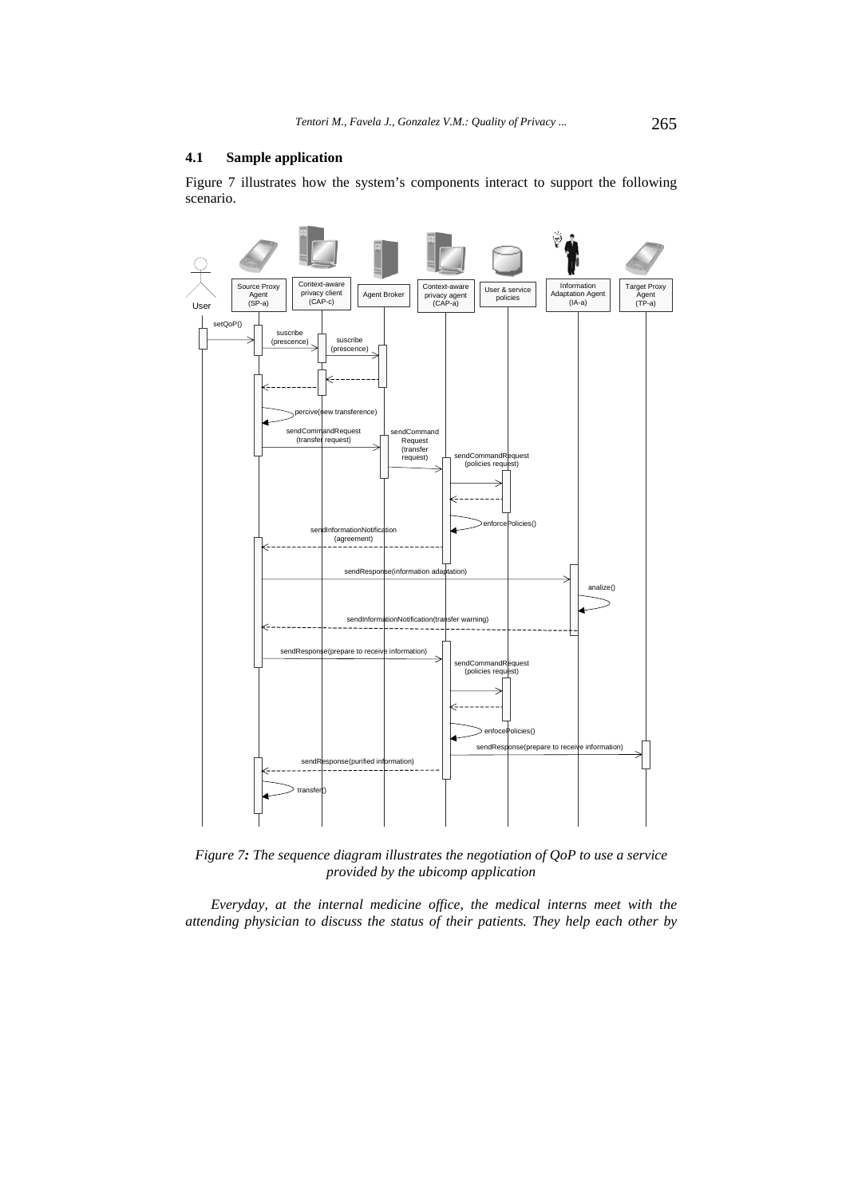### 4.1 Sample application

Figure 7 illustrates how the system's components interact to support the following scenario.

*Figure 7: The sequence diagram illustrates the negotiation of QoP to use a service provided by the ubicomp application*

*Everyday, at the internal medicine office, the medical interns meet with the attending physician to discuss the status of their patients. They help each other by*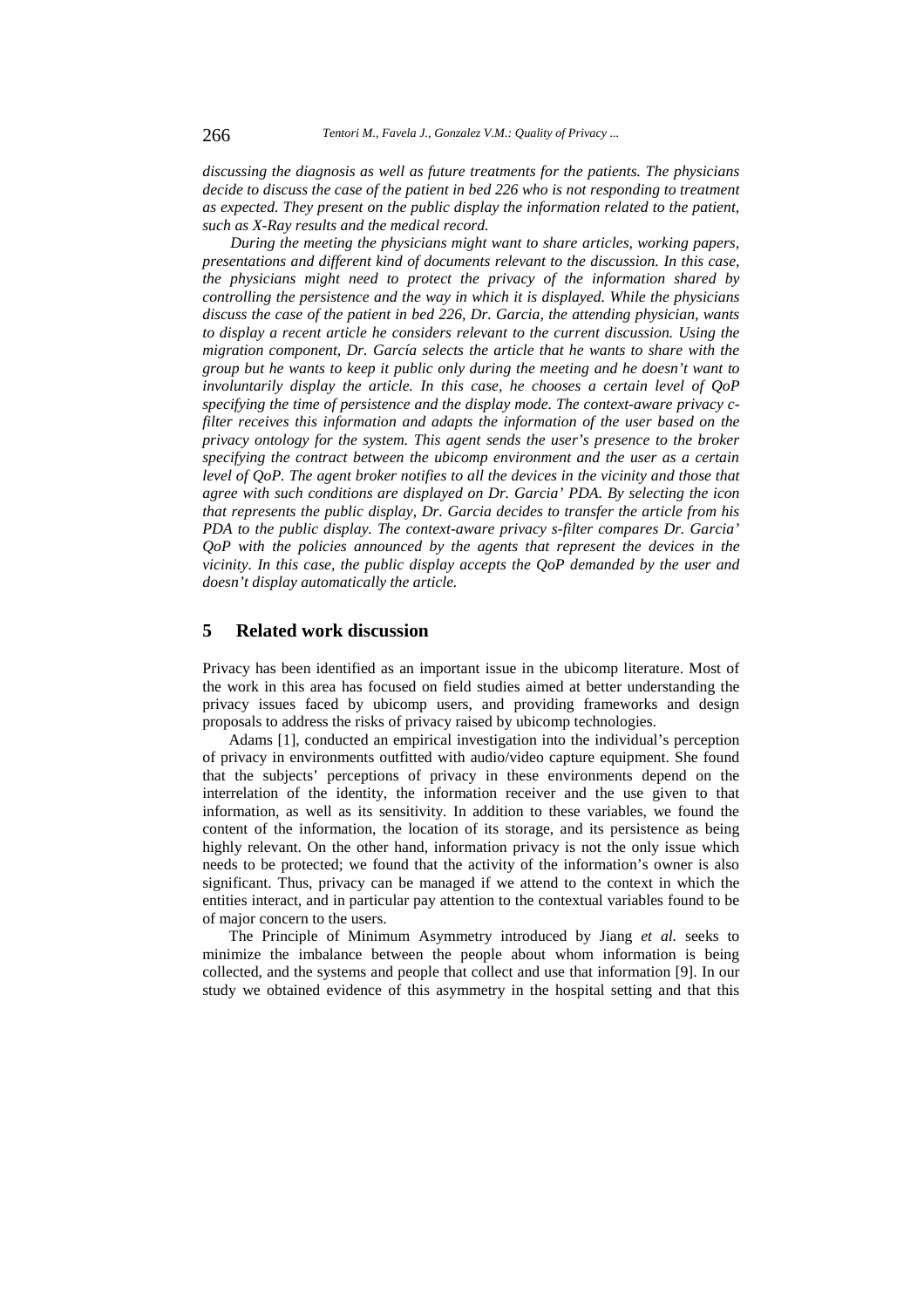*discussing the diagnosis as well as future treatments for the patients. The physicians decide to discuss the case of the patient in bed 226 who is not responding to treatment as expected. They present on the public display the information related to the patient, such as X-Ray results and the medical record.*

*During the meeting the physicians might want to share articles, working papers, presentations and different kind of documents relevant to the discussion. In this case, the physicians might need to protect the privacy of the information shared by controlling the persistence and the way in which it is displayed. While the physicians discuss the case of the patient in bed 226, Dr. Garcia, the attending physician, wants to display a recent article he considers relevant to the current discussion. Using the migration component, Dr. García selects the article that he wants to share with the group but he wants to keep it public only during the meeting and he doesn't want to involuntarily display the article. In this case, he chooses a certain level of QoP specifying the time of persistence and the display mode. The context-aware privacy c-filter receives this information and adapts the information of the user based on the privacy ontology for the system. This agent sends the user's presence to the broker specifying the contract between the ubicomp environment and the user as a certain level of QoP. The agent broker notifies to all the devices in the vicinity and those that agree with such conditions are displayed on Dr. Garcia' PDA. By selecting the icon that represents the public display, Dr. Garcia decides to transfer the article from his PDA to the public display. The context-aware privacy s-filter compares Dr. Garcia' QoP with the policies announced by the agents that represent the devices in the vicinity. In this case, the public display accepts the QoP demanded by the user and doesn't display automatically the article.*

## 5 Related work discussion

Privacy has been identified as an important issue in the ubicomp literature. Most of the work in this area has focused on field studies aimed at better understanding the privacy issues faced by ubicomp users, and providing frameworks and design proposals to address the risks of privacy raised by ubicomp technologies.

Adams [1], conducted an empirical investigation into the individual's perception of privacy in environments outfitted with audio/video capture equipment. She found that the subjects' perceptions of privacy in these environments depend on the interrelation of the identity, the information receiver and the use given to that information, as well as its sensitivity. In addition to these variables, we found the content of the information, the location of its storage, and its persistence as being highly relevant. On the other hand, information privacy is not the only issue which needs to be protected; we found that the activity of the information's owner is also significant. Thus, privacy can be managed if we attend to the context in which the entities interact, and in particular pay attention to the contextual variables found to be of major concern to the users.

The Principle of Minimum Asymmetry introduced by Jiang *et al.* seeks to minimize the imbalance between the people about whom information is being collected, and the systems and people that collect and use that information [9]. In our study we obtained evidence of this asymmetry in the hospital setting and that this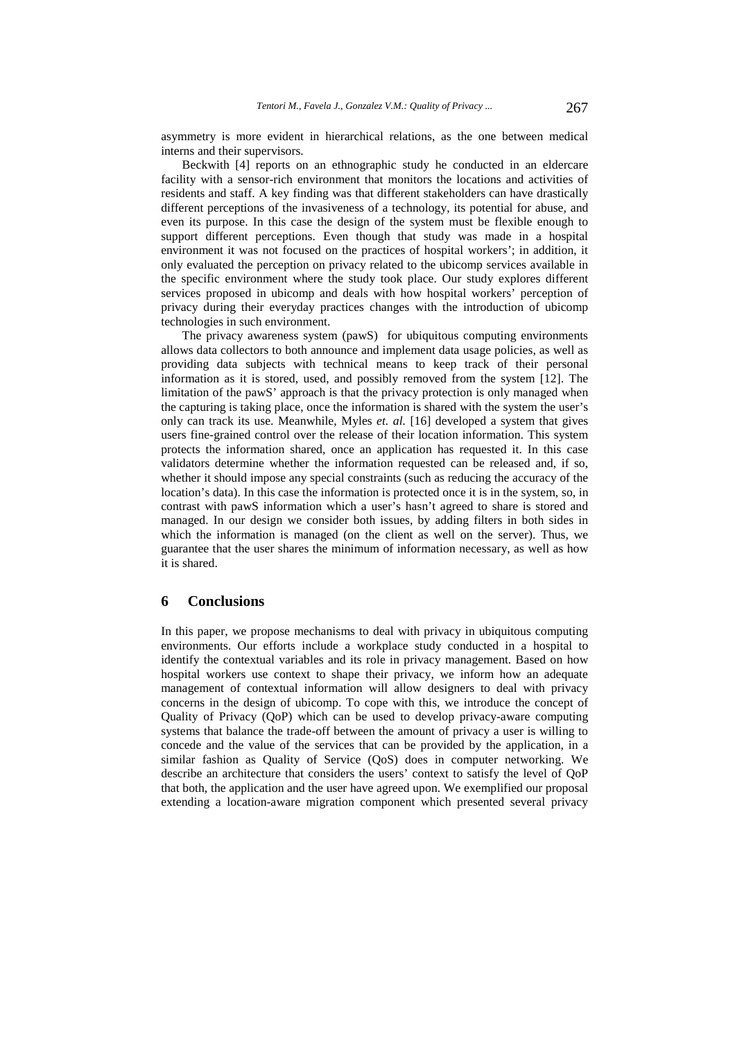asymmetry is more evident in hierarchical relations, as the one between medical interns and their supervisors.

Beckwith [4] reports on an ethnographic study he conducted in an eldercare facility with a sensor-rich environment that monitors the locations and activities of residents and staff. A key finding was that different stakeholders can have drastically different perceptions of the invasiveness of a technology, its potential for abuse, and even its purpose. In this case the design of the system must be flexible enough to support different perceptions. Even though that study was made in a hospital environment it was not focused on the practices of hospital workers'; in addition, it only evaluated the perception on privacy related to the ubicomp services available in the specific environment where the study took place. Our study explores different services proposed in ubicomp and deals with how hospital workers' perception of privacy during their everyday practices changes with the introduction of ubicomp technologies in such environment.

The privacy awareness system (pawS) for ubiquitous computing environments allows data collectors to both announce and implement data usage policies, as well as providing data subjects with technical means to keep track of their personal information as it is stored, used, and possibly removed from the system [12]. The limitation of the pawS' approach is that the privacy protection is only managed when the capturing is taking place, once the information is shared with the system the user's only can track its use. Meanwhile, Myles *et. al.* [16] developed a system that gives users fine-grained control over the release of their location information. This system protects the information shared, once an application has requested it. In this case validators determine whether the information requested can be released and, if so, whether it should impose any special constraints (such as reducing the accuracy of the location's data). In this case the information is protected once it is in the system, so, in contrast with pawS information which a user's hasn't agreed to share is stored and managed. In our design we consider both issues, by adding filters in both sides in which the information is managed (on the client as well on the server). Thus, we guarantee that the user shares the minimum of information necessary, as well as how it is shared.

## 6 Conclusions

In this paper, we propose mechanisms to deal with privacy in ubiquitous computing environments. Our efforts include a workplace study conducted in a hospital to identify the contextual variables and its role in privacy management. Based on how hospital workers use context to shape their privacy, we inform how an adequate management of contextual information will allow designers to deal with privacy concerns in the design of ubicomp. To cope with this, we introduce the concept of Quality of Privacy (QoP) which can be used to develop privacy-aware computing systems that balance the trade-off between the amount of privacy a user is willing to concede and the value of the services that can be provided by the application, in a similar fashion as Quality of Service (QoS) does in computer networking. We describe an architecture that considers the users' context to satisfy the level of QoP that both, the application and the user have agreed upon. We exemplified our proposal extending a location-aware migration component which presented several privacy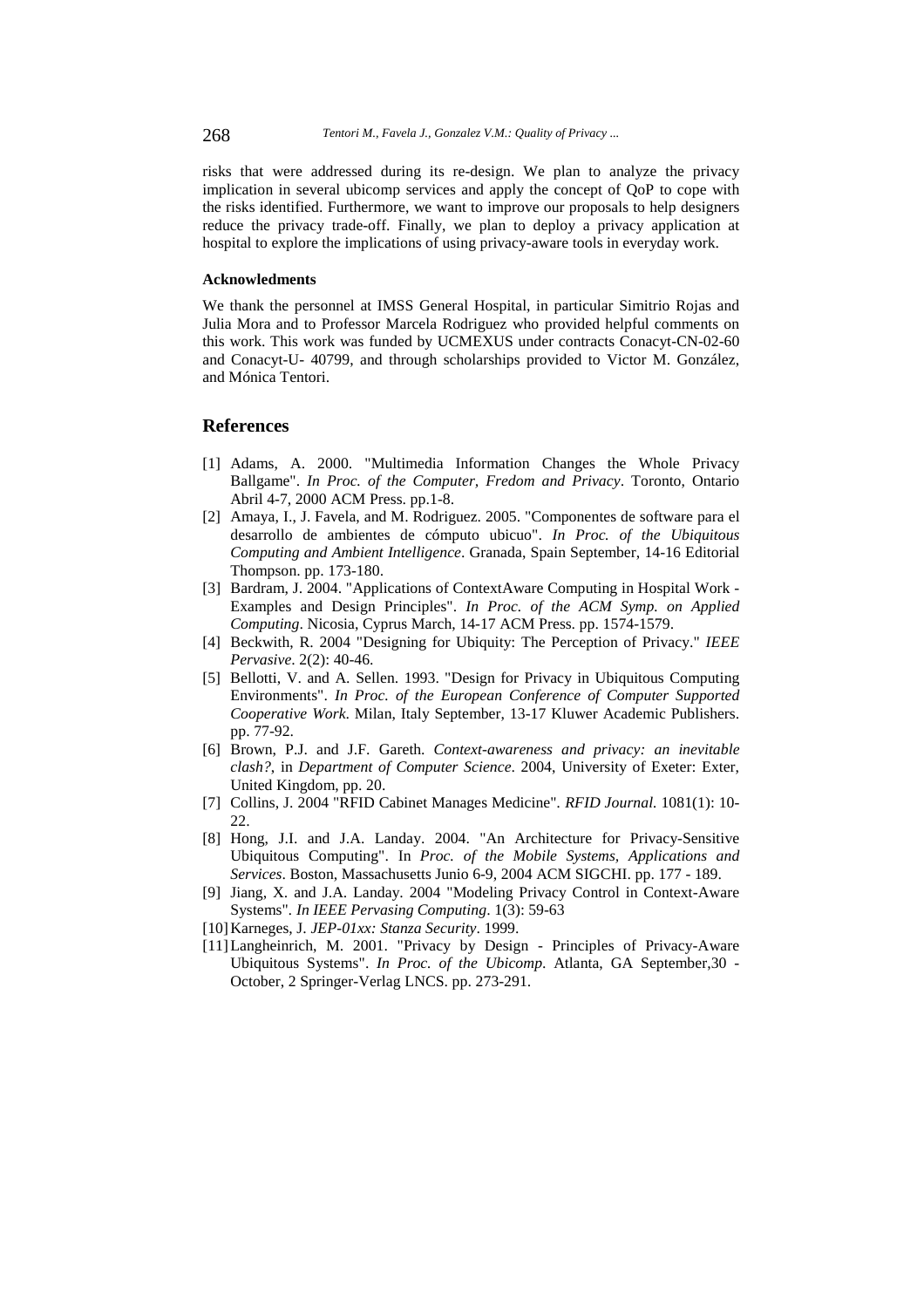risks that were addressed during its re-design. We plan to analyze the privacy implication in several ubicomp services and apply the concept of QoP to cope with the risks identified. Furthermore, we want to improve our proposals to help designers reduce the privacy trade-off. Finally, we plan to deploy a privacy application at hospital to explore the implications of using privacy-aware tools in everyday work.

#### Acknowledments

We thank the personnel at IMSS General Hospital, in particular Simitrio Rojas and Julia Mora and to Professor Marcela Rodriguez who provided helpful comments on this work. This work was funded by UCMEXUS under contracts Conacyt-CN-02-60 and Conacyt-U- 40799, and through scholarships provided to Victor M. González, and Mónica Tentori.

## References

[1] Adams, A. 2000. "Multimedia Information Changes the Whole Privacy Ballgame". *In Proc. of the Computer, Fredom and Privacy*. Toronto, Ontario Abril 4-7, 2000 ACM Press. pp.1-8.

[2] Amaya, I., J. Favela, and M. Rodriguez. 2005. "Componentes de software para el desarrollo de ambientes de cómputo ubicuo". *In Proc. of the Ubiquitous Computing and Ambient Intelligence*. Granada, Spain September, 14-16 Editorial Thompson. pp. 173-180.

[3] Bardram, J. 2004. "Applications of ContextAware Computing in Hospital Work - Examples and Design Principles". *In Proc. of the ACM Symp. on Applied Computing*. Nicosia, Cyprus March, 14-17 ACM Press. pp. 1574-1579.

[4] Beckwith, R. 2004 "Designing for Ubiquity: The Perception of Privacy." *IEEE Pervasive*. 2(2): 40-46.

[5] Bellotti, V. and A. Sellen. 1993. "Design for Privacy in Ubiquitous Computing Environments". *In Proc. of the European Conference of Computer Supported Cooperative Work*. Milan, Italy September, 13-17 Kluwer Academic Publishers. pp. 77-92.

[6] Brown, P.J. and J.F. Gareth. *Context-awareness and privacy: an inevitable clash?*, in *Department of Computer Science*. 2004, University of Exeter: Exter, United Kingdom, pp. 20.

[7] Collins, J. 2004 "RFID Cabinet Manages Medicine". *RFID Journal.* 1081(1): 10-22.

[8] Hong, J.I. and J.A. Landay. 2004. "An Architecture for Privacy-Sensitive Ubiquitous Computing". In *Proc. of the Mobile Systems, Applications and Services*. Boston, Massachusetts Junio 6-9, 2004 ACM SIGCHI. pp. 177 - 189.

[9] Jiang, X. and J.A. Landay. 2004 "Modeling Privacy Control in Context-Aware Systems". *In IEEE Pervasing Computing*. 1(3): 59-63

[10] Karneges, J. *JEP-01xx: Stanza Security*. 1999.

[11] Langheinrich, M. 2001. "Privacy by Design - Principles of Privacy-Aware Ubiquitous Systems". *In Proc. of the Ubicomp.* Atlanta, GA September,30 - October, 2 Springer-Verlag LNCS. pp. 273-291.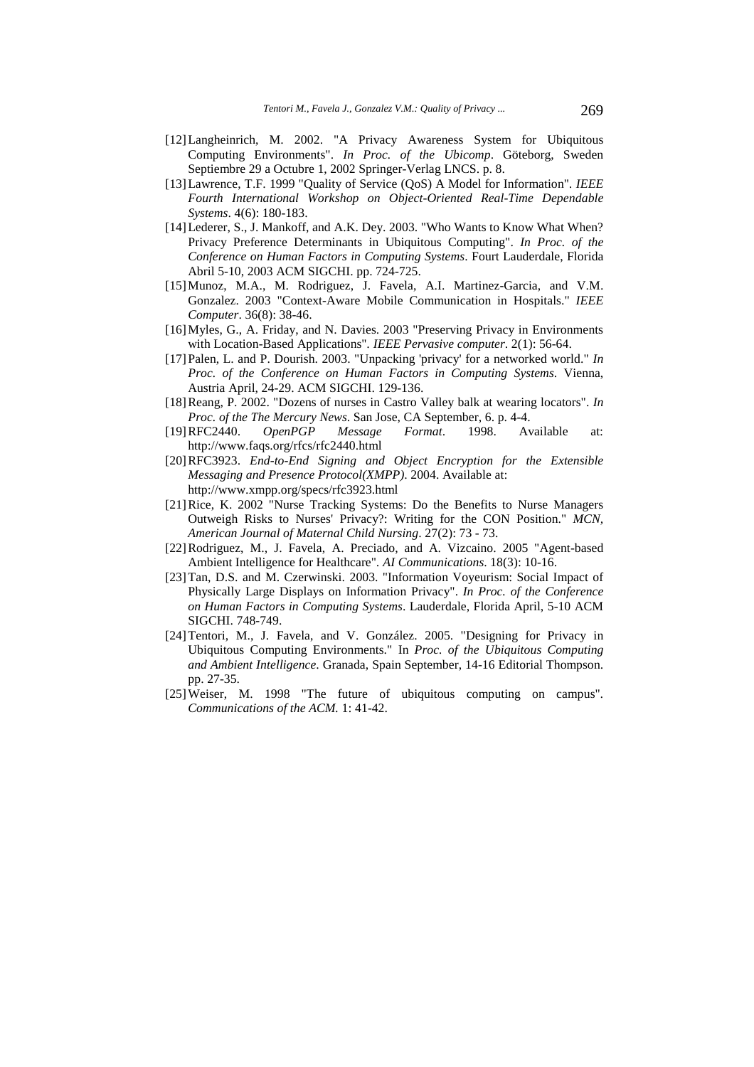[12] Langheinrich, M. 2002. "A Privacy Awareness System for Ubiquitous Computing Environments". *In Proc. of the Ubicomp*. Göteborg, Sweden Septiembre 29 a Octubre 1, 2002 Springer-Verlag LNCS. p. 8.

[13] Lawrence, T.F. 1999 "Quality of Service (QoS) A Model for Information". *IEEE Fourth International Workshop on Object-Oriented Real-Time Dependable Systems*. 4(6): 180-183.

[14] Lederer, S., J. Mankoff, and A.K. Dey. 2003. "Who Wants to Know What When? Privacy Preference Determinants in Ubiquitous Computing". *In Proc. of the Conference on Human Factors in Computing Systems*. Fourt Lauderdale, Florida Abril 5-10, 2003 ACM SIGCHI. pp. 724-725.

[15] Munoz, M.A., M. Rodriguez, J. Favela, A.I. Martinez-Garcia, and V.M. Gonzalez. 2003 "Context-Aware Mobile Communication in Hospitals." *IEEE Computer*. 36(8): 38-46.

[16] Myles, G., A. Friday, and N. Davies. 2003 "Preserving Privacy in Environments with Location-Based Applications". *IEEE Pervasive computer*. 2(1): 56-64.

[17] Palen, L. and P. Dourish. 2003. "Unpacking 'privacy' for a networked world." *In Proc. of the Conference on Human Factors in Computing Systems*. Vienna, Austria April, 24-29. ACM SIGCHI. 129-136.

[18] Reang, P. 2002. "Dozens of nurses in Castro Valley balk at wearing locators". *In Proc. of the The Mercury News*. San Jose, CA September, 6. p. 4-4.

[19] RFC2440. *OpenPGP Message Format*. 1998. Available at: http://www.faqs.org/rfcs/rfc2440.html

[20] RFC3923. *End-to-End Signing and Object Encryption for the Extensible Messaging and Presence Protocol(XMPP)*. 2004. Available at: http://www.xmpp.org/specs/rfc3923.html

[21] Rice, K. 2002 "Nurse Tracking Systems: Do the Benefits to Nurse Managers Outweigh Risks to Nurses' Privacy?: Writing for the CON Position." *MCN, American Journal of Maternal Child Nursing*. 27(2): 73 - 73.

[22] Rodriguez, M., J. Favela, A. Preciado, and A. Vizcaino. 2005 "Agent-based Ambient Intelligence for Healthcare". *AI Communications*. 18(3): 10-16.

[23] Tan, D.S. and M. Czerwinski. 2003. "Information Voyeurism: Social Impact of Physically Large Displays on Information Privacy". *In Proc. of the Conference on Human Factors in Computing Systems*. Lauderdale, Florida April, 5-10 ACM SIGCHI. 748-749.

[24] Tentori, M., J. Favela, and V. González. 2005. "Designing for Privacy in Ubiquitous Computing Environments." In *Proc. of the Ubiquitous Computing and Ambient Intelligence*. Granada, Spain September, 14-16 Editorial Thompson. pp. 27-35.

[25] Weiser, M. 1998 "The future of ubiquitous computing on campus". *Communications of the ACM*. 1: 41-42.